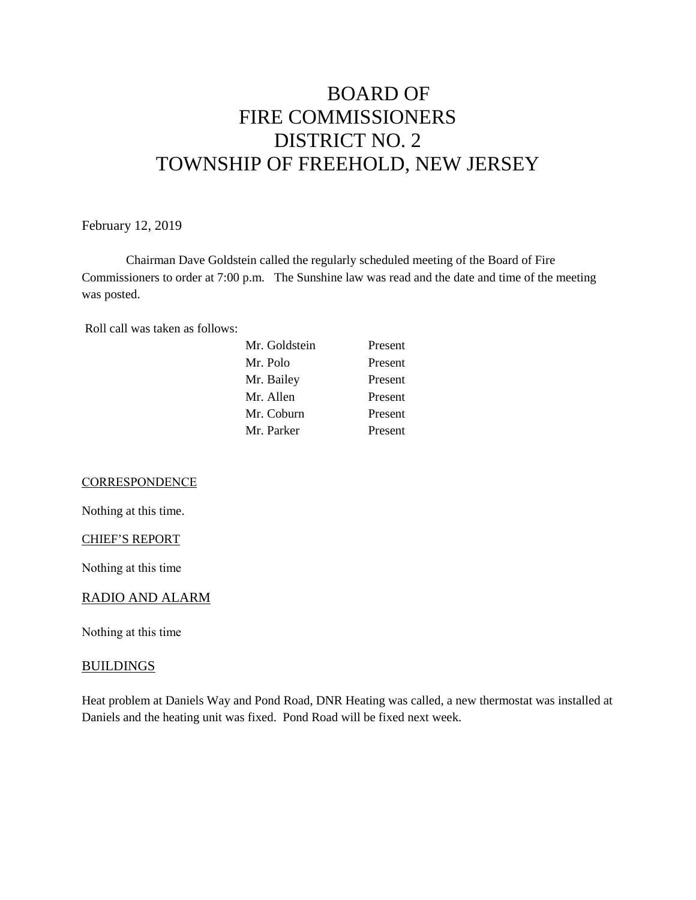# BOARD OF
# FIRE COMMISSIONERS
# DISTRICT NO. 2
# TOWNSHIP OF FREEHOLD, NEW JERSEY

February 12, 2019

Chairman Dave Goldstein called the regularly scheduled meeting of the Board of Fire Commissioners to order at 7:00 p.m. The Sunshine law was read and the date and time of the meeting was posted.

Roll call was taken as follows:

| | |
|---|---|
| Mr. Goldstein | Present |
| Mr. Polo | Present |
| Mr. Bailey | Present |
| Mr. Allen | Present |
| Mr. Coburn | Present |
| Mr. Parker | Present |

## CORRESPONDENCE

Nothing at this time.

## CHIEF'S REPORT

Nothing at this time

## RADIO AND ALARM

Nothing at this time

## BUILDINGS

Heat problem at Daniels Way and Pond Road, DNR Heating was called, a new thermostat was installed at Daniels and the heating unit was fixed. Pond Road will be fixed next week.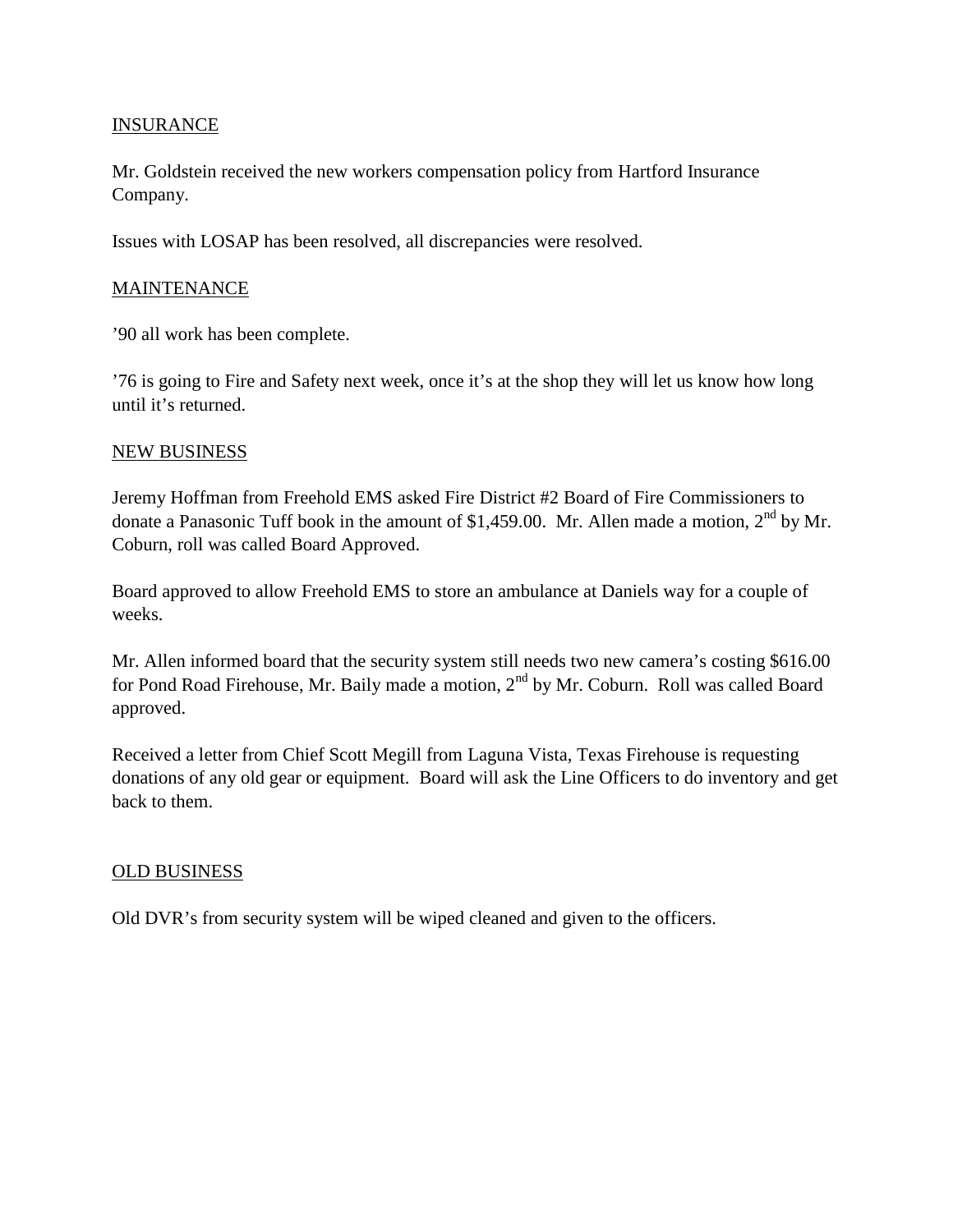INSURANCE

Mr. Goldstein received the new workers compensation policy from Hartford Insurance Company.

Issues with LOSAP has been resolved, all discrepancies were resolved.

MAINTENANCE

’90 all work has been complete.

’76 is going to Fire and Safety next week, once it’s at the shop they will let us know how long until it’s returned.

NEW BUSINESS

Jeremy Hoffman from Freehold EMS asked Fire District #2 Board of Fire Commissioners to donate a Panasonic Tuff book in the amount of $1,459.00. Mr. Allen made a motion, 2nd by Mr. Coburn, roll was called Board Approved.

Board approved to allow Freehold EMS to store an ambulance at Daniels way for a couple of weeks.

Mr. Allen informed board that the security system still needs two new camera’s costing $616.00 for Pond Road Firehouse, Mr. Baily made a motion, 2nd by Mr. Coburn. Roll was called Board approved.

Received a letter from Chief Scott Megill from Laguna Vista, Texas Firehouse is requesting donations of any old gear or equipment. Board will ask the Line Officers to do inventory and get back to them.

OLD BUSINESS

Old DVR’s from security system will be wiped cleaned and given to the officers.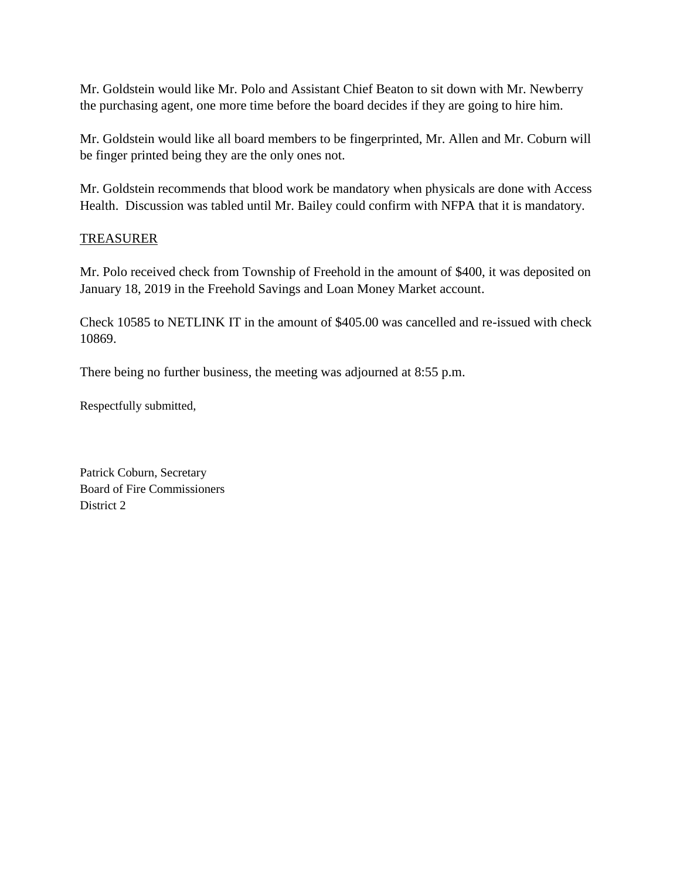Mr. Goldstein would like Mr. Polo and Assistant Chief Beaton to sit down with Mr. Newberry the purchasing agent, one more time before the board decides if they are going to hire him.

Mr. Goldstein would like all board members to be fingerprinted, Mr. Allen and Mr. Coburn will be finger printed being they are the only ones not.

Mr. Goldstein recommends that blood work be mandatory when physicals are done with Access Health. Discussion was tabled until Mr. Bailey could confirm with NFPA that it is mandatory.

TREASURER

Mr. Polo received check from Township of Freehold in the amount of $400, it was deposited on January 18, 2019 in the Freehold Savings and Loan Money Market account.

Check 10585 to NETLINK IT in the amount of $405.00 was cancelled and re-issued with check 10869.

There being no further business, the meeting was adjourned at 8:55 p.m.

Respectfully submitted,

Patrick Coburn, Secretary
Board of Fire Commissioners
District 2